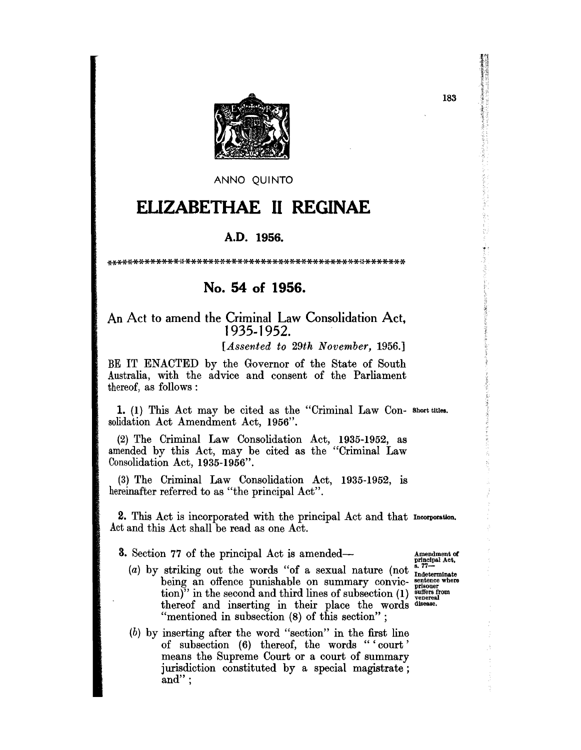ANNO QUINTO

# ELIZABETHAE II REGINAE

## A.D. 1956.

*****************************************************************

## No. 54 of 1956.

### An Act to amend the Criminal Law Consolidation Act, 1935-1952.

[*Assented to 29th November, 1956.*]

BE IT ENACTED by the Governor of the State of South Australia, with the advice and consent of the Parliament thereof, as follows:

**1.** (1) This Act may be cited as the "Criminal Law Consolidation Act Amendment Act, 1956". *Short titles.*

(2) The Criminal Law Consolidation Act, 1935-1952, as amended by this Act, may be cited as the "Criminal Law Consolidation Act, 1935-1956".

(3) The Criminal Law Consolidation Act, 1935-1952, is hereinafter referred to as "the principal Act".

**2.** This Act is incorporated with the principal Act and that Act and this Act shall be read as one Act. *Incorporation.*

**3.** Section 77 of the principal Act is amended— *Amendment of principal Act, s. 77—Indeterminate sentence where prisoner suffers from venereal disease.*

(*a*) by striking out the words "of a sexual nature (not being an offence punishable on summary conviction)" in the second and third lines of subsection (1) thereof and inserting in their place the words "mentioned in subsection (8) of this section";

(*b*) by inserting after the word "section" in the first line of subsection (6) thereof, the words " 'court' means the Supreme Court or a court of summary jurisdiction constituted by a special magistrate; and";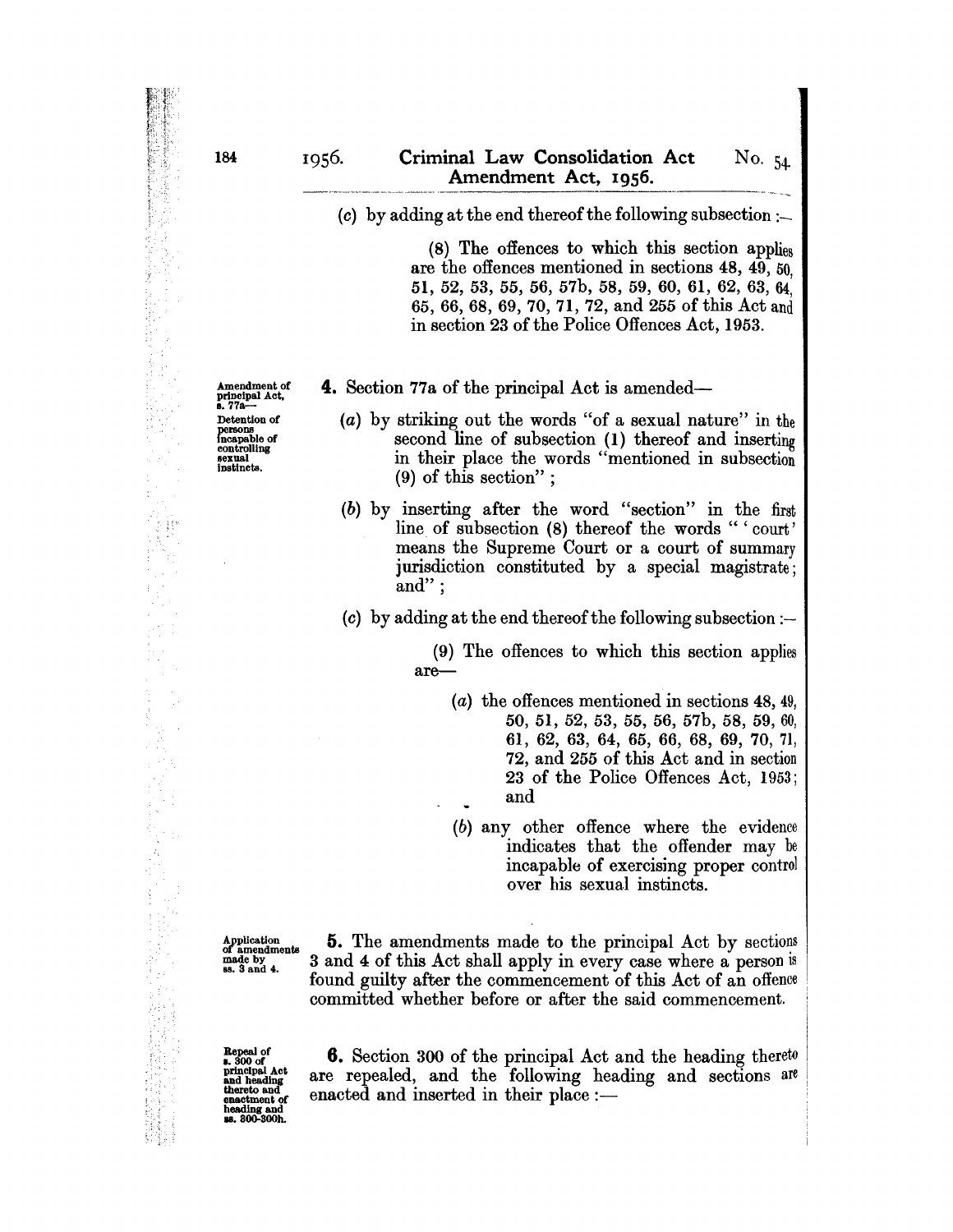(c) by adding at the end thereof the following subsection :—

> (8) The offences to which this section applies are the offences mentioned in sections 48, 49, 50, 51, 52, 53, 55, 56, 57b, 58, 59, 60, 61, 62, 63, 64, 65, 66, 68, 69, 70, 71, 72, and 255 of this Act and in section 23 of the Police Offences Act, 1953.

Amendment of principal Act, s. 77a—Detention of persons incapable of controlling sexual instincts.

**4.** Section 77a of the principal Act is amended—

(a) by striking out the words "of a sexual nature" in the second line of subsection (1) thereof and inserting in their place the words "mentioned in subsection (9) of this section";

(b) by inserting after the word "section" in the first line of subsection (8) thereof the words " 'court' means the Supreme Court or a court of summary jurisdiction constituted by a special magistrate; and";

(c) by adding at the end thereof the following subsection :—

> (9) The offences to which this section applies are—
>
> (a) the offences mentioned in sections 48, 49, 50, 51, 52, 53, 55, 56, 57b, 58, 59, 60, 61, 62, 63, 64, 65, 66, 68, 69, 70, 71, 72, and 255 of this Act and in section 23 of the Police Offences Act, 1953; and
>
> (b) any other offence where the evidence indicates that the offender may be incapable of exercising proper control over his sexual instincts.

Application of amendments made by ss. 3 and 4.

**5.** The amendments made to the principal Act by sections 3 and 4 of this Act shall apply in every case where a person is found guilty after the commencement of this Act of an offence committed whether before or after the said commencement.

Repeal of s. 300 of principal Act and heading thereto and enactment of heading and ss. 300-300h.

**6.** Section 300 of the principal Act and the heading thereto are repealed, and the following heading and sections are enacted and inserted in their place :—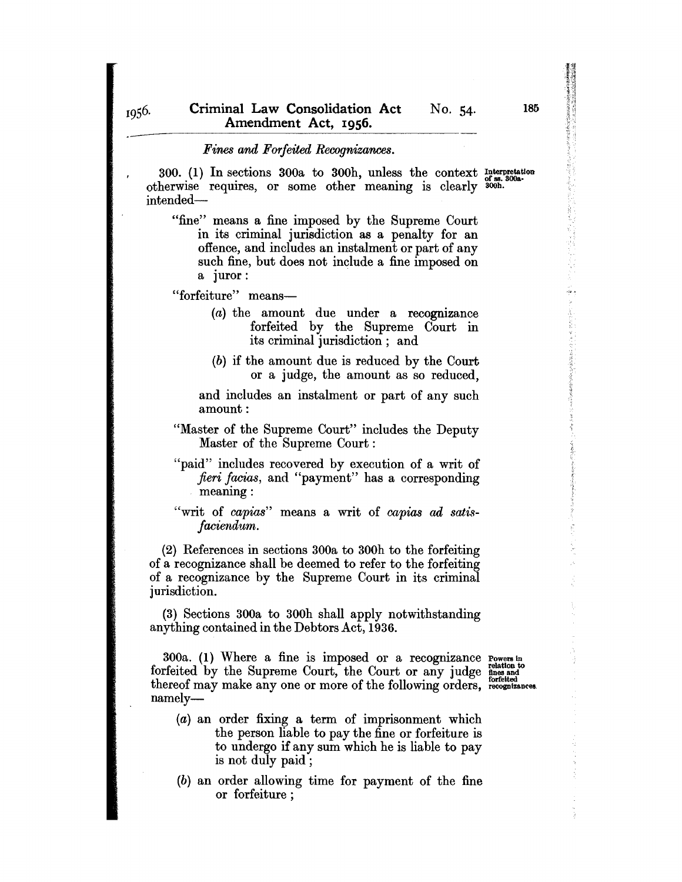*Fines and Forfeited Recognizances.*

300. (1) In sections 300a to 300h, unless the context otherwise requires, or some other meaning is clearly intended—

Interpretation of ss. 300a-300h.

"fine" means a fine imposed by the Supreme Court in its criminal jurisdiction as a penalty for an offence, and includes an instalment or part of any such fine, but does not include a fine imposed on a juror:

"forfeiture" means—

(*a*) the amount due under a recognizance forfeited by the Supreme Court in its criminal jurisdiction; and

(*b*) if the amount due is reduced by the Court or a judge, the amount as so reduced,

and includes an instalment or part of any such amount:

"Master of the Supreme Court" includes the Deputy Master of the Supreme Court:

"paid" includes recovered by execution of a writ of *fieri facias*, and "payment" has a corresponding meaning:

"writ of *capias*" means a writ of *capias ad satisfaciendum*.

(2) References in sections 300a to 300h to the forfeiting of a recognizance shall be deemed to refer to the forfeiting of a recognizance by the Supreme Court in its criminal jurisdiction.

(3) Sections 300a to 300h shall apply notwithstanding anything contained in the Debtors Act, 1936.

300a. (1) Where a fine is imposed or a recognizance forfeited by the Supreme Court, the Court or any judge thereof may make any one or more of the following orders, namely—

Powers in relation to fines and forfeited recognizances.

(*a*) an order fixing a term of imprisonment which the person liable to pay the fine or forfeiture is to undergo if any sum which he is liable to pay is not duly paid;

(*b*) an order allowing time for payment of the fine or forfeiture;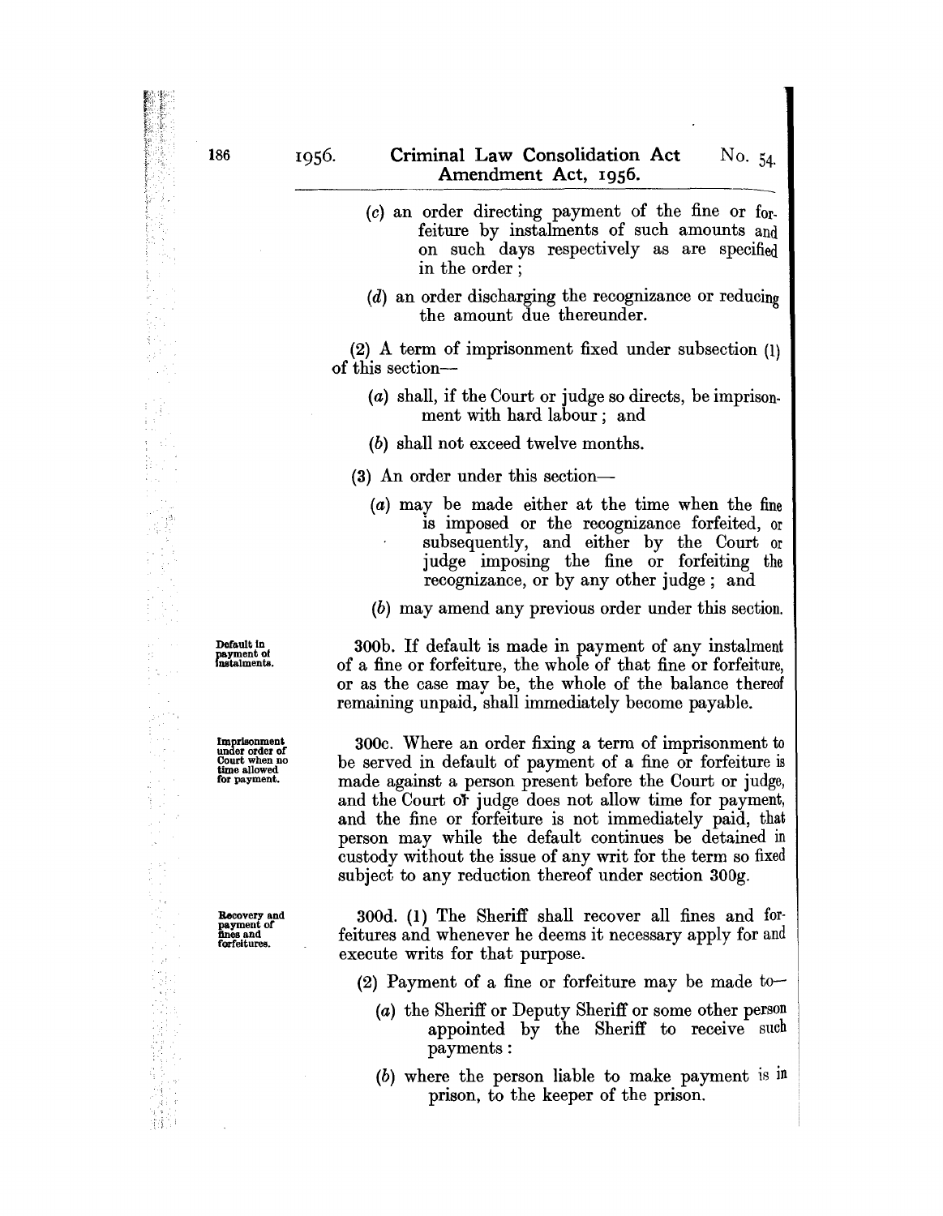(c) an order directing payment of the fine or forfeiture by instalments of such amounts and on such days respectively as are specified in the order ;

(d) an order discharging the recognizance or reducing the amount due thereunder.

(2) A term of imprisonment fixed under subsection (1) of this section—

(a) shall, if the Court or judge so directs, be imprisonment with hard labour ; and

(b) shall not exceed twelve months.

(3) An order under this section—

(a) may be made either at the time when the fine is imposed or the recognizance forfeited, or subsequently, and either by the Court or judge imposing the fine or forfeiting the recognizance, or by any other judge ; and

(b) may amend any previous order under this section.

**Default in payment of instalments.**

300b. If default is made in payment of any instalment of a fine or forfeiture, the whole of that fine or forfeiture, or as the case may be, the whole of the balance thereof remaining unpaid, shall immediately become payable.

**Imprisonment under order of Court when no time allowed for payment.**

300c. Where an order fixing a term of imprisonment to be served in default of payment of a fine or forfeiture is made against a person present before the Court or judge, and the Court or judge does not allow time for payment, and the fine or forfeiture is not immediately paid, that person may while the default continues be detained in custody without the issue of any writ for the term so fixed subject to any reduction thereof under section 300g.

**Recovery and payment of fines and forfeitures.**

300d. (1) The Sheriff shall recover all fines and forfeitures and whenever he deems it necessary apply for and execute writs for that purpose.

(2) Payment of a fine or forfeiture may be made to—

(a) the Sheriff or Deputy Sheriff or some other person appointed by the Sheriff to receive such payments :

(b) where the person liable to make payment is in prison, to the keeper of the prison.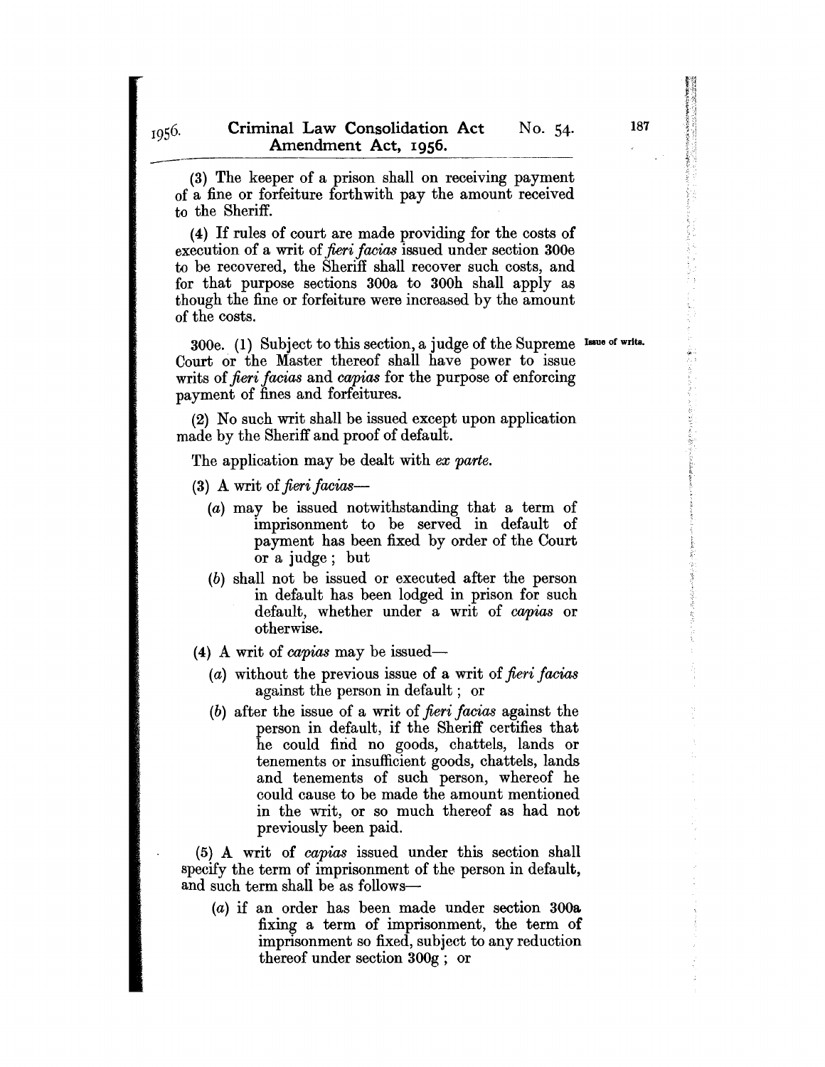(3) The keeper of a prison shall on receiving payment of a fine or forfeiture forthwith pay the amount received to the Sheriff.

(4) If rules of court are made providing for the costs of execution of a writ of *fieri facias* issued under section 300e to be recovered, the Sheriff shall recover such costs, and for that purpose sections 300a to 300h shall apply as though the fine or forfeiture were increased by the amount of the costs.

300e. (1) Subject to this section, a judge of the Supreme Court or the Master thereof shall have power to issue writs of *fieri facias* and *capias* for the purpose of enforcing payment of fines and forfeitures. **Issue of writs.**

(2) No such writ shall be issued except upon application made by the Sheriff and proof of default.

The application may be dealt with *ex parte*.

(3) A writ of *fieri facias*—

- (*a*) may be issued notwithstanding that a term of imprisonment to be served in default of payment has been fixed by order of the Court or a judge; but
- (*b*) shall not be issued or executed after the person in default has been lodged in prison for such default, whether under a writ of *capias* or otherwise.

(4) A writ of *capias* may be issued—

- (*a*) without the previous issue of a writ of *fieri facias* against the person in default; or
- (*b*) after the issue of a writ of *fieri facias* against the person in default, if the Sheriff certifies that he could find no goods, chattels, lands or tenements or insufficient goods, chattels, lands and tenements of such person, whereof he could cause to be made the amount mentioned in the writ, or so much thereof as had not previously been paid.

(5) A writ of *capias* issued under this section shall specify the term of imprisonment of the person in default, and such term shall be as follows—

- (*a*) if an order has been made under section 300a fixing a term of imprisonment, the term of imprisonment so fixed, subject to any reduction thereof under section 300g; or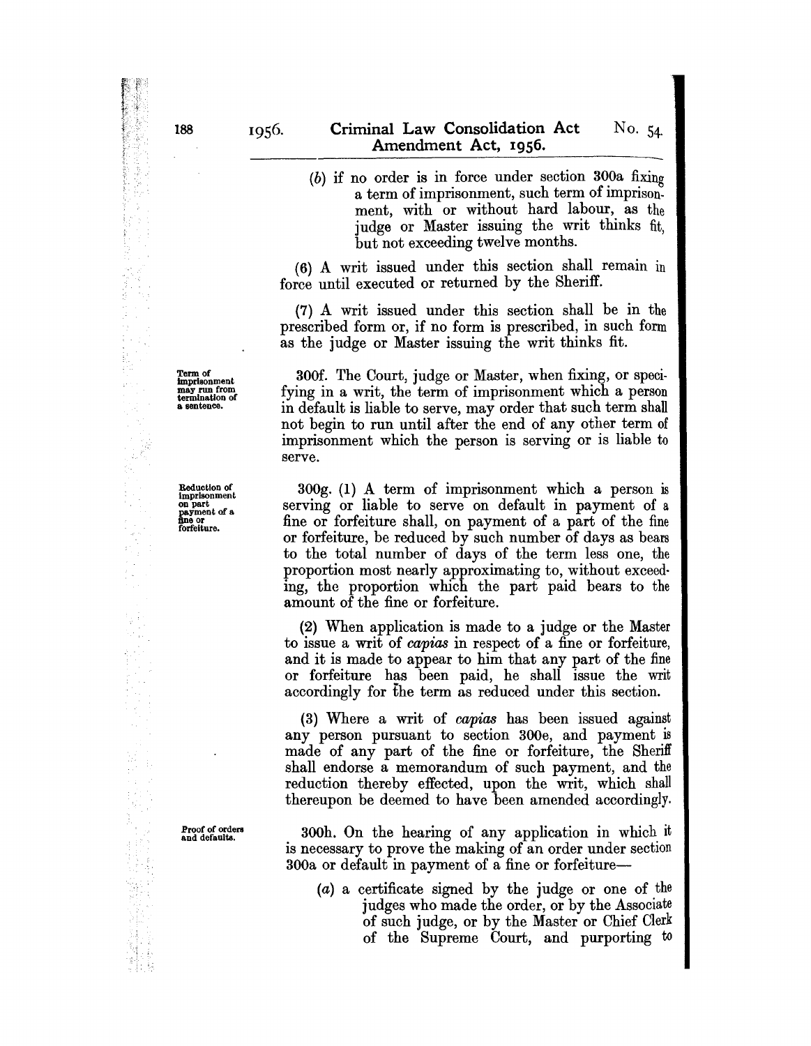(*b*) if no order is in force under section 300a fixing a term of imprisonment, such term of imprisonment, with or without hard labour, as the judge or Master issuing the writ thinks fit, but not exceeding twelve months.

(6) A writ issued under this section shall remain in force until executed or returned by the Sheriff.

(7) A writ issued under this section shall be in the prescribed form or, if no form is prescribed, in such form as the judge or Master issuing the writ thinks fit.

**Term of imprisonment may run from termination of a sentence.**

300f. The Court, judge or Master, when fixing, or specifying in a writ, the term of imprisonment which a person in default is liable to serve, may order that such term shall not begin to run until after the end of any other term of imprisonment which the person is serving or is liable to serve.

**Reduction of imprisonment on part payment of a fine or forfeiture.**

300g. (1) A term of imprisonment which a person is serving or liable to serve on default in payment of a fine or forfeiture shall, on payment of a part of the fine or forfeiture, be reduced by such number of days as bears to the total number of days of the term less one, the proportion most nearly approximating to, without exceeding, the proportion which the part paid bears to the amount of the fine or forfeiture.

(2) When application is made to a judge or the Master to issue a writ of *capias* in respect of a fine or forfeiture, and it is made to appear to him that any part of the fine or forfeiture has been paid, he shall issue the writ accordingly for the term as reduced under this section.

(3) Where a writ of *capias* has been issued against any person pursuant to section 300e, and payment is made of any part of the fine or forfeiture, the Sheriff shall endorse a memorandum of such payment, and the reduction thereby effected, upon the writ, which shall thereupon be deemed to have been amended accordingly.

**Proof of orders and defaults.**

300h. On the hearing of any application in which it is necessary to prove the making of an order under section 300a or default in payment of a fine or forfeiture—

(*a*) a certificate signed by the judge or one of the judges who made the order, or by the Associate of such judge, or by the Master or Chief Clerk of the Supreme Court, and purporting to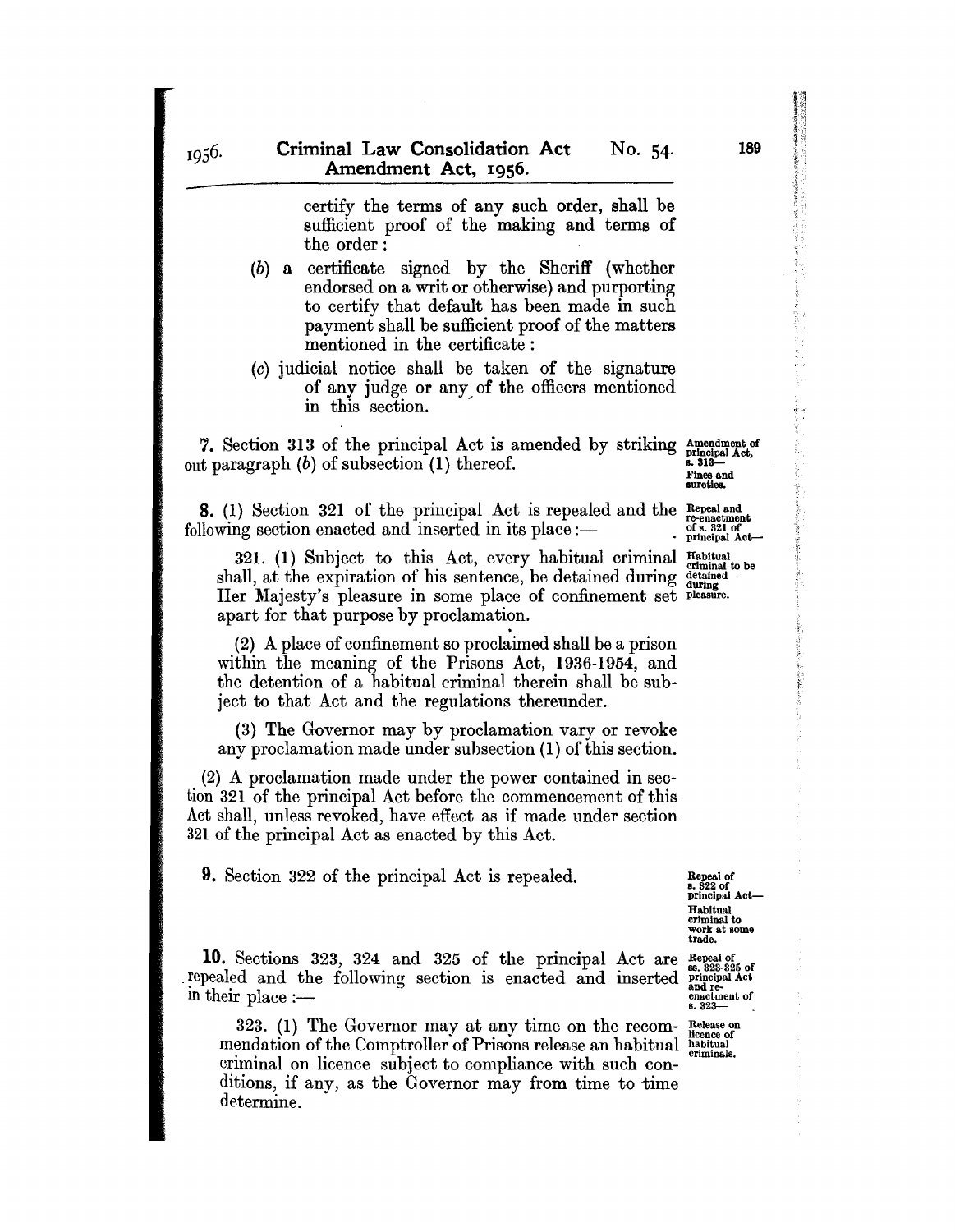certify the terms of any such order, shall be sufficient proof of the making and terms of the order:

(b) a certificate signed by the Sheriff (whether endorsed on a writ or otherwise) and purporting to certify that default has been made in such payment shall be sufficient proof of the matters mentioned in the certificate:

(c) judicial notice shall be taken of the signature of any judge or any of the officers mentioned in this section.

*Amendment of principal Act, s. 313—Fines and sureties.*

**7.** Section 313 of the principal Act is amended by striking out paragraph (b) of subsection (1) thereof.

*Repeal and re-enactment of s. 321 of principal Act—*

**8.** (1) Section 321 of the principal Act is repealed and the following section enacted and inserted in its place:—

*Habitual criminal to be detained during pleasure.*

321. (1) Subject to this Act, every habitual criminal shall, at the expiration of his sentence, be detained during Her Majesty's pleasure in some place of confinement set apart for that purpose by proclamation.

(2) A place of confinement so proclaimed shall be a prison within the meaning of the Prisons Act, 1936-1954, and the detention of a habitual criminal therein shall be subject to that Act and the regulations thereunder.

(3) The Governor may by proclamation vary or revoke any proclamation made under subsection (1) of this section.

(2) A proclamation made under the power contained in section 321 of the principal Act before the commencement of this Act shall, unless revoked, have effect as if made under section 321 of the principal Act as enacted by this Act.

*Repeal of s. 322 of principal Act—Habitual criminal to work at some trade.*

**9.** Section 322 of the principal Act is repealed.

*Repeal of ss. 323-325 of principal Act and re-enactment of s. 323—*

**10.** Sections 323, 324 and 325 of the principal Act are repealed and the following section is enacted and inserted in their place:—

*Release on licence of habitual criminals.*

323. (1) The Governor may at any time on the recommendation of the Comptroller of Prisons release an habitual criminal on licence subject to compliance with such conditions, if any, as the Governor may from time to time determine.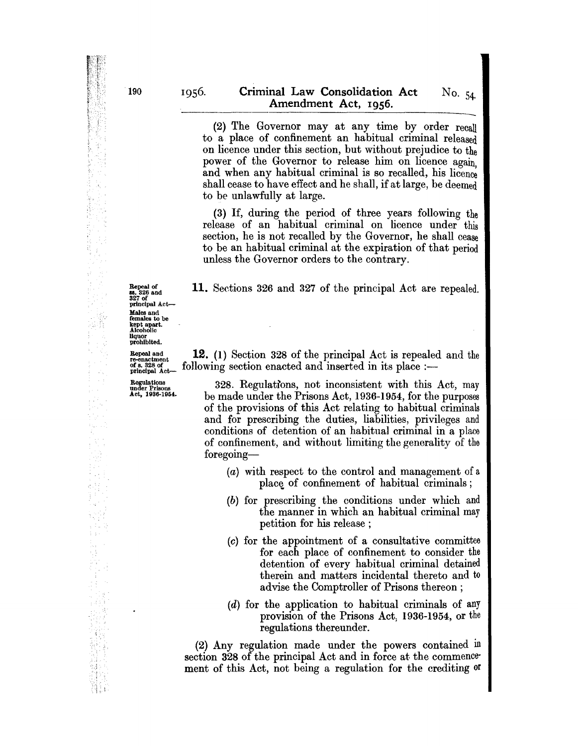(2) The Governor may at any time by order recall to a place of confinement an habitual criminal released on licence under this section, but without prejudice to the power of the Governor to release him on licence again, and when any habitual criminal is so recalled, his licence shall cease to have effect and he shall, if at large, be deemed to be unlawfully at large.

(3) If, during the period of three years following the release of an habitual criminal on licence under this section, he is not recalled by the Governor, he shall cease to be an habitual criminal at the expiration of that period unless the Governor orders to the contrary.

*Repeal of ss. 326 and 327 of principal Act—Males and females to be kept apart. Alcoholic liquor prohibited.*

**11.** Sections 326 and 327 of the principal Act are repealed.

*Repeal and re-enactment of s. 328 of principal Act—Regulations under Prisons Act, 1936-1954.*

**12.** (1) Section 328 of the principal Act is repealed and the following section enacted and inserted in its place :—

328. Regulations, not inconsistent with this Act, may be made under the Prisons Act, 1936-1954, for the purposes of the provisions of this Act relating to habitual criminals and for prescribing the duties, liabilities, privileges and conditions of detention of an habitual criminal in a place of confinement, and without limiting the generality of the foregoing—

(*a*) with respect to the control and management of a place of confinement of habitual criminals ;

(*b*) for prescribing the conditions under which and the manner in which an habitual criminal may petition for his release ;

(*c*) for the appointment of a consultative committee for each place of confinement to consider the detention of every habitual criminal detained therein and matters incidental thereto and to advise the Comptroller of Prisons thereon ;

(*d*) for the application to habitual criminals of any provision of the Prisons Act, 1936-1954, or the regulations thereunder.

(2) Any regulation made under the powers contained in section 328 of the principal Act and in force at the commencement of this Act, not being a regulation for the crediting or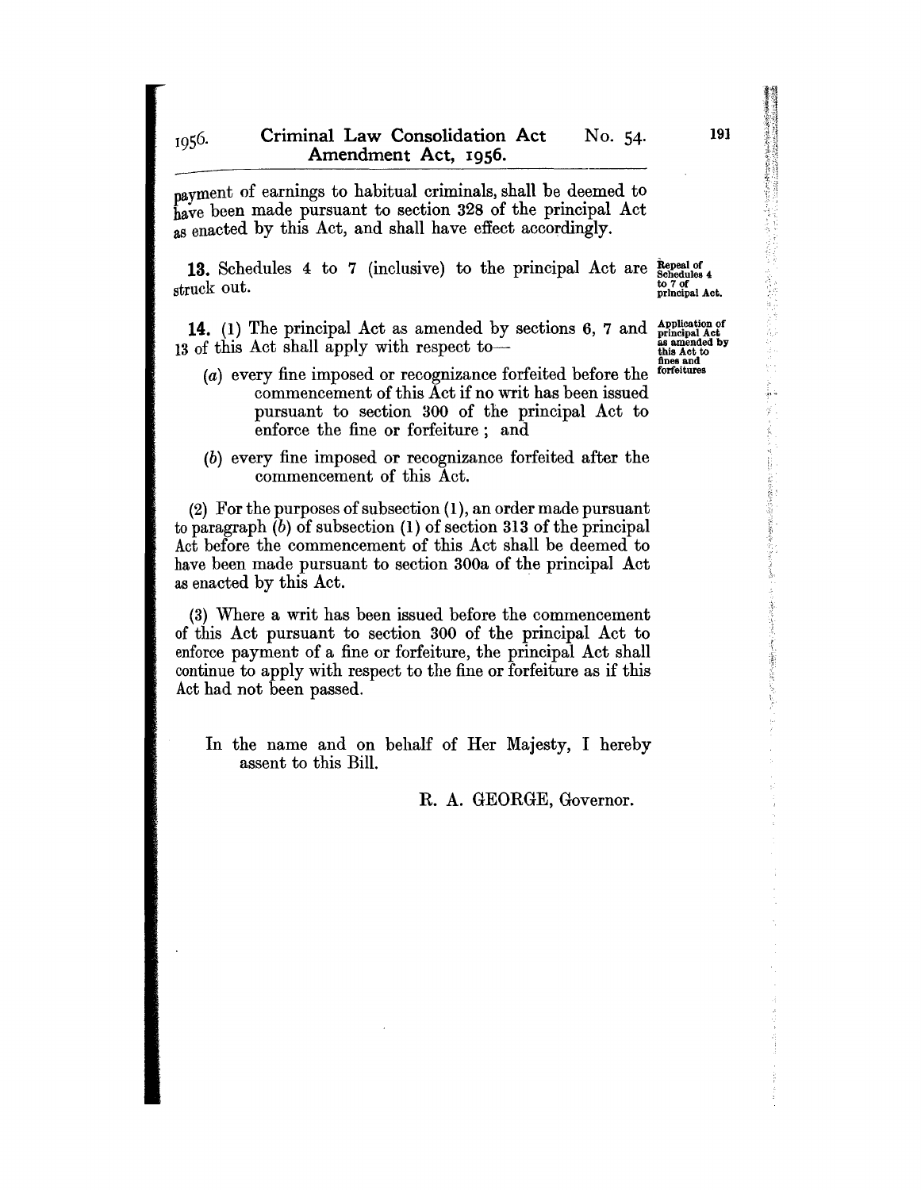payment of earnings to habitual criminals, shall be deemed to have been made pursuant to section 328 of the principal Act as enacted by this Act, and shall have effect accordingly.

**13.** Schedules 4 to 7 (inclusive) to the principal Act are struck out.

Repeal of Schedules 4 to 7 of principal Act.

**14.** (1) The principal Act as amended by sections 6, 7 and 13 of this Act shall apply with respect to—

Application of principal Act as amended by this Act to fines and forfeitures

(*a*) every fine imposed or recognizance forfeited before the commencement of this Act if no writ has been issued pursuant to section 300 of the principal Act to enforce the fine or forfeiture; and

(*b*) every fine imposed or recognizance forfeited after the commencement of this Act.

(2) For the purposes of subsection (1), an order made pursuant to paragraph (*b*) of subsection (1) of section 313 of the principal Act before the commencement of this Act shall be deemed to have been made pursuant to section 300a of the principal Act as enacted by this Act.

(3) Where a writ has been issued before the commencement of this Act pursuant to section 300 of the principal Act to enforce payment of a fine or forfeiture, the principal Act shall continue to apply with respect to the fine or forfeiture as if this Act had not been passed.

In the name and on behalf of Her Majesty, I hereby assent to this Bill.

R. A. GEORGE, Governor.